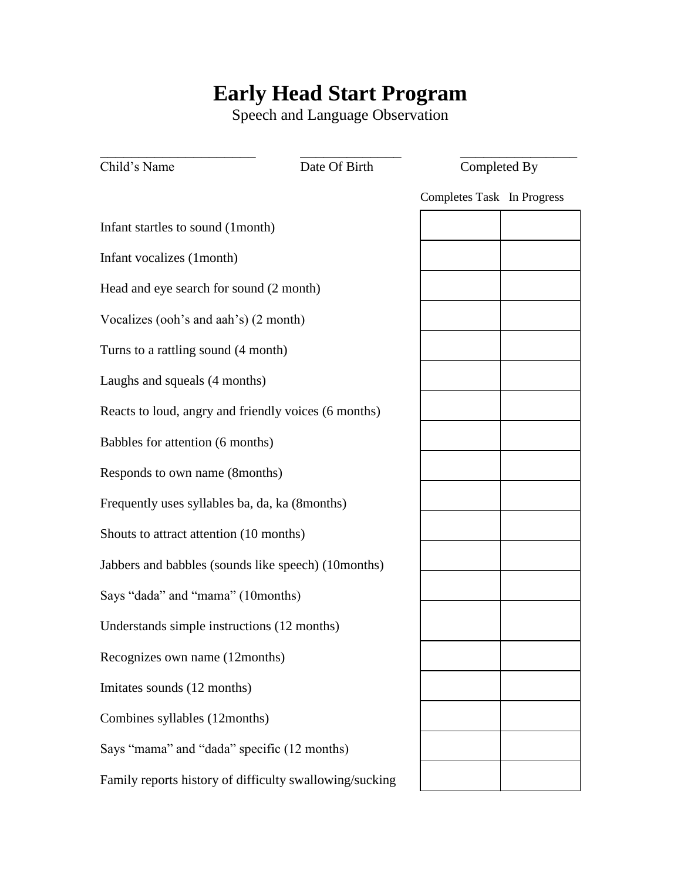# Early Head Start Program

Speech and Language Observation

_______________________ _______________ _________________

Child's Name Date Of Birth Completed By

| | Completes Task | In Progress |
|---|---|---|
| Infant startles to sound (1month) | | |
| Infant vocalizes (1month) | | |
| Head and eye search for sound (2 month) | | |
| Vocalizes (ooh's and aah's) (2 month) | | |
| Turns to a rattling sound (4 month) | | |
| Laughs and squeals (4 months) | | |
| Reacts to loud, angry and friendly voices (6 months) | | |
| Babbles for attention (6 months) | | |
| Responds to own name (8months) | | |
| Frequently uses syllables ba, da, ka (8months) | | |
| Shouts to attract attention (10 months) | | |
| Jabbers and babbles (sounds like speech) (10months) | | |
| Says "dada" and "mama" (10months) | | |
| Understands simple instructions (12 months) | | |
| Recognizes own name (12months) | | |
| Imitates sounds (12 months) | | |
| Combines syllables (12months) | | |
| Says "mama" and "dada" specific (12 months) | | |
| Family reports history of difficulty swallowing/sucking | | |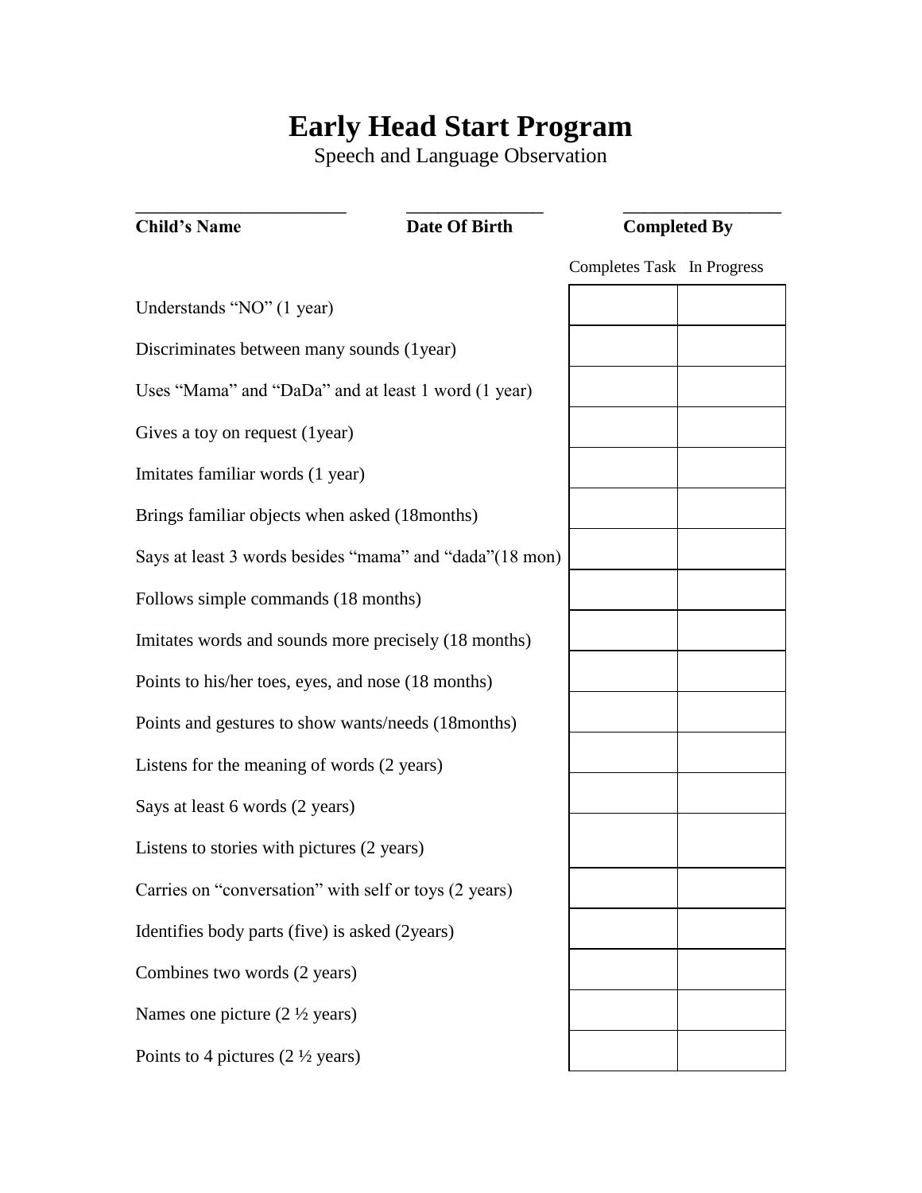# Early Head Start Program

Speech and Language Observation

| Child's Name | Date Of Birth | Completed By |
| --- | --- | --- |
| ______________________ | ______________ | ________________ |

| | Completes Task | In Progress |
| --- | --- | --- |
| Understands "NO" (1 year) | | |
| Discriminates between many sounds (1year) | | |
| Uses "Mama" and "DaDa" and at least 1 word (1 year) | | |
| Gives a toy on request (1year) | | |
| Imitates familiar words (1 year) | | |
| Brings familiar objects when asked (18months) | | |
| Says at least 3 words besides "mama" and "dada"(18 mon) | | |
| Follows simple commands (18 months) | | |
| Imitates words and sounds more precisely (18 months) | | |
| Points to his/her toes, eyes, and nose (18 months) | | |
| Points and gestures to show wants/needs (18months) | | |
| Listens for the meaning of words (2 years) | | |
| Says at least 6 words (2 years) | | |
| Listens to stories with pictures (2 years) | | |
| Carries on "conversation" with self or toys (2 years) | | |
| Identifies body parts (five) is asked (2years) | | |
| Combines two words (2 years) | | |
| Names one picture (2 ½ years) | | |
| Points to 4 pictures (2 ½ years) | | |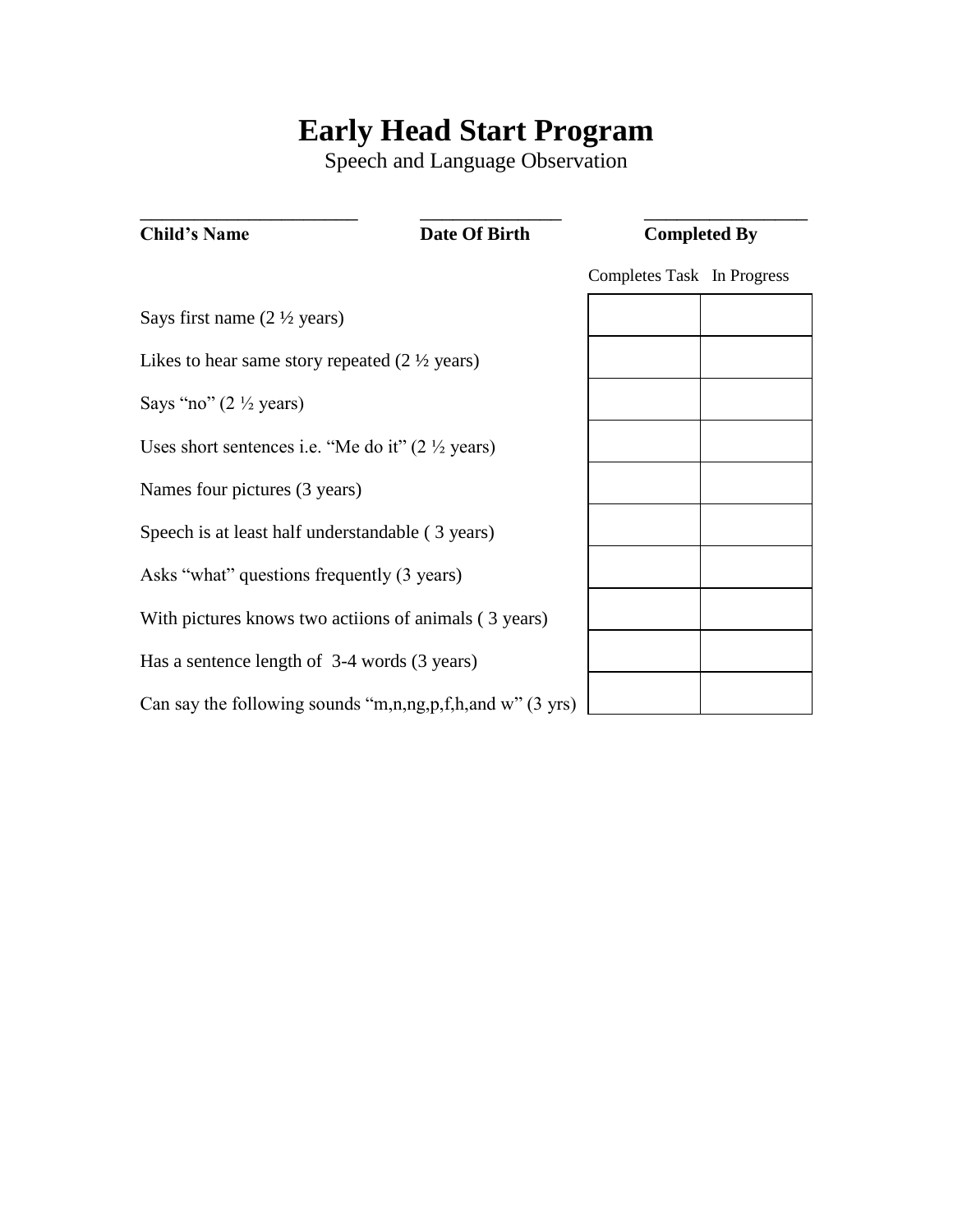# Early Head Start Program

Speech and Language Observation

| _______________________ | _______________ | _________________ |
| --- | --- | --- |
| **Child's Name** | **Date Of Birth** | **Completed By** |

| | Completes Task | In Progress |
| --- | --- | --- |
| Says first name (2 ½ years) | | |
| Likes to hear same story repeated (2 ½ years) | | |
| Says "no" (2 ½ years) | | |
| Uses short sentences i.e. "Me do it" (2 ½ years) | | |
| Names four pictures (3 years) | | |
| Speech is at least half understandable ( 3 years) | | |
| Asks "what" questions frequently (3 years) | | |
| With pictures knows two actiions of animals ( 3 years) | | |
| Has a sentence length of 3-4 words (3 years) | | |
| Can say the following sounds "m,n,ng,p,f,h,and w" (3 yrs) | | |